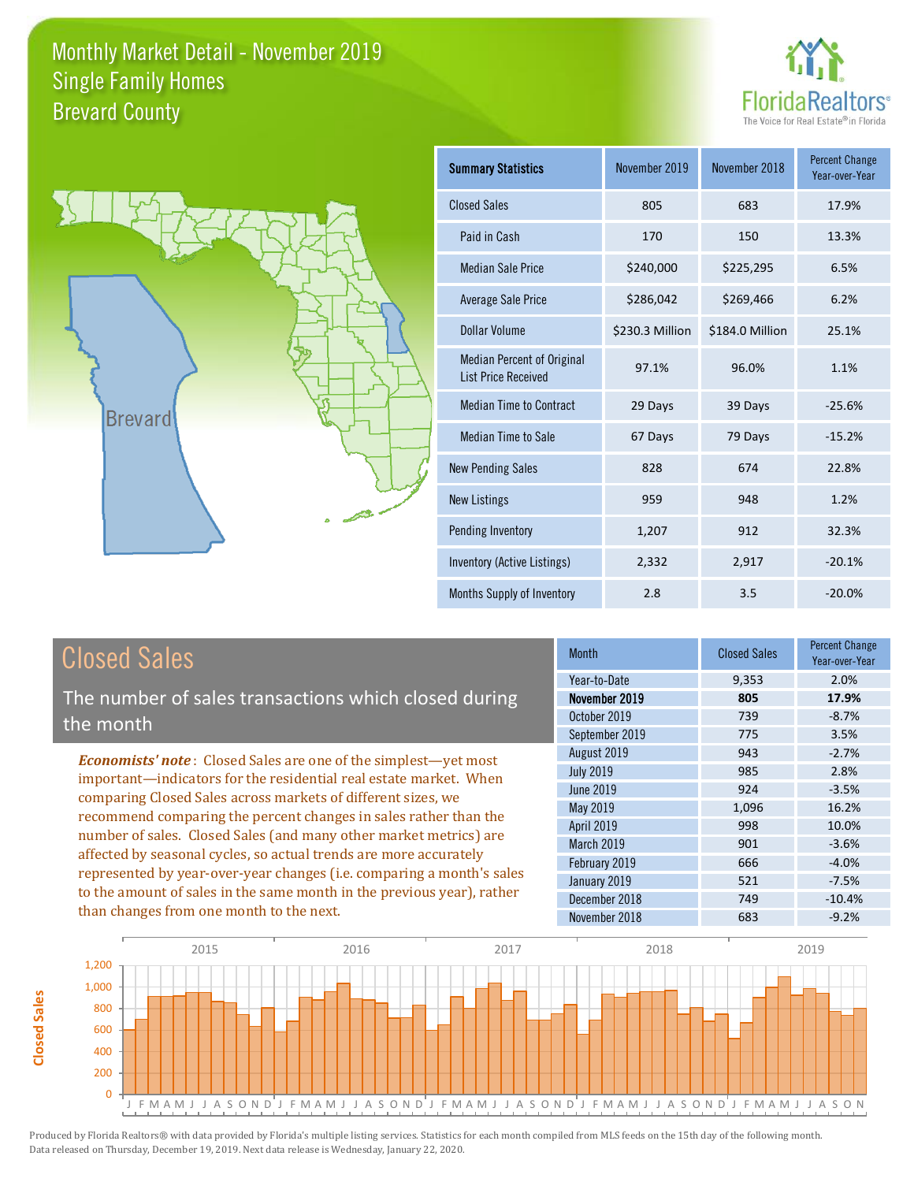# Monthly Market Detail - November 2019
## Single Family Homes
## Brevard County

FloridaRealtors® The Voice for Real Estate® in Florida

| Summary Statistics | November 2019 | November 2018 | Percent Change Year-over-Year |
|---|---|---|---|
| Closed Sales | 805 | 683 | 17.9% |
| Paid in Cash | 170 | 150 | 13.3% |
| Median Sale Price | $240,000 | $225,295 | 6.5% |
| Average Sale Price | $286,042 | $269,466 | 6.2% |
| Dollar Volume | $230.3 Million | $184.0 Million | 25.1% |
| Median Percent of Original List Price Received | 97.1% | 96.0% | 1.1% |
| Median Time to Contract | 29 Days | 39 Days | -25.6% |
| Median Time to Sale | 67 Days | 79 Days | -15.2% |
| New Pending Sales | 828 | 674 | 22.8% |
| New Listings | 959 | 948 | 1.2% |
| Pending Inventory | 1,207 | 912 | 32.3% |
| Inventory (Active Listings) | 2,332 | 2,917 | -20.1% |
| Months Supply of Inventory | 2.8 | 3.5 | -20.0% |

## Closed Sales

The number of sales transactions which closed during the month

*Economists' note*: Closed Sales are one of the simplest—yet most important—indicators for the residential real estate market. When comparing Closed Sales across markets of different sizes, we recommend comparing the percent changes in sales rather than the number of sales. Closed Sales (and many other market metrics) are affected by seasonal cycles, so actual trends are more accurately represented by year-over-year changes (i.e. comparing a month's sales to the amount of sales in the same month in the previous year), rather than changes from one month to the next.

| Month | Closed Sales | Percent Change Year-over-Year |
|---|---|---|
| Year-to-Date | 9,353 | 2.0% |
| **November 2019** | **805** | **17.9%** |
| October 2019 | 739 | -8.7% |
| September 2019 | 775 | 3.5% |
| August 2019 | 943 | -2.7% |
| July 2019 | 985 | 2.8% |
| June 2019 | 924 | -3.5% |
| May 2019 | 1,096 | 16.2% |
| April 2019 | 998 | 10.0% |
| March 2019 | 901 | -3.6% |
| February 2019 | 666 | -4.0% |
| January 2019 | 521 | -7.5% |
| December 2018 | 749 | -10.4% |
| November 2018 | 683 | -9.2% |

Produced by Florida Realtors® with data provided by Florida's multiple listing services. Statistics for each month compiled from MLS feeds on the 15th day of the following month. Data released on Thursday, December 19, 2019. Next data release is Wednesday, January 22, 2020.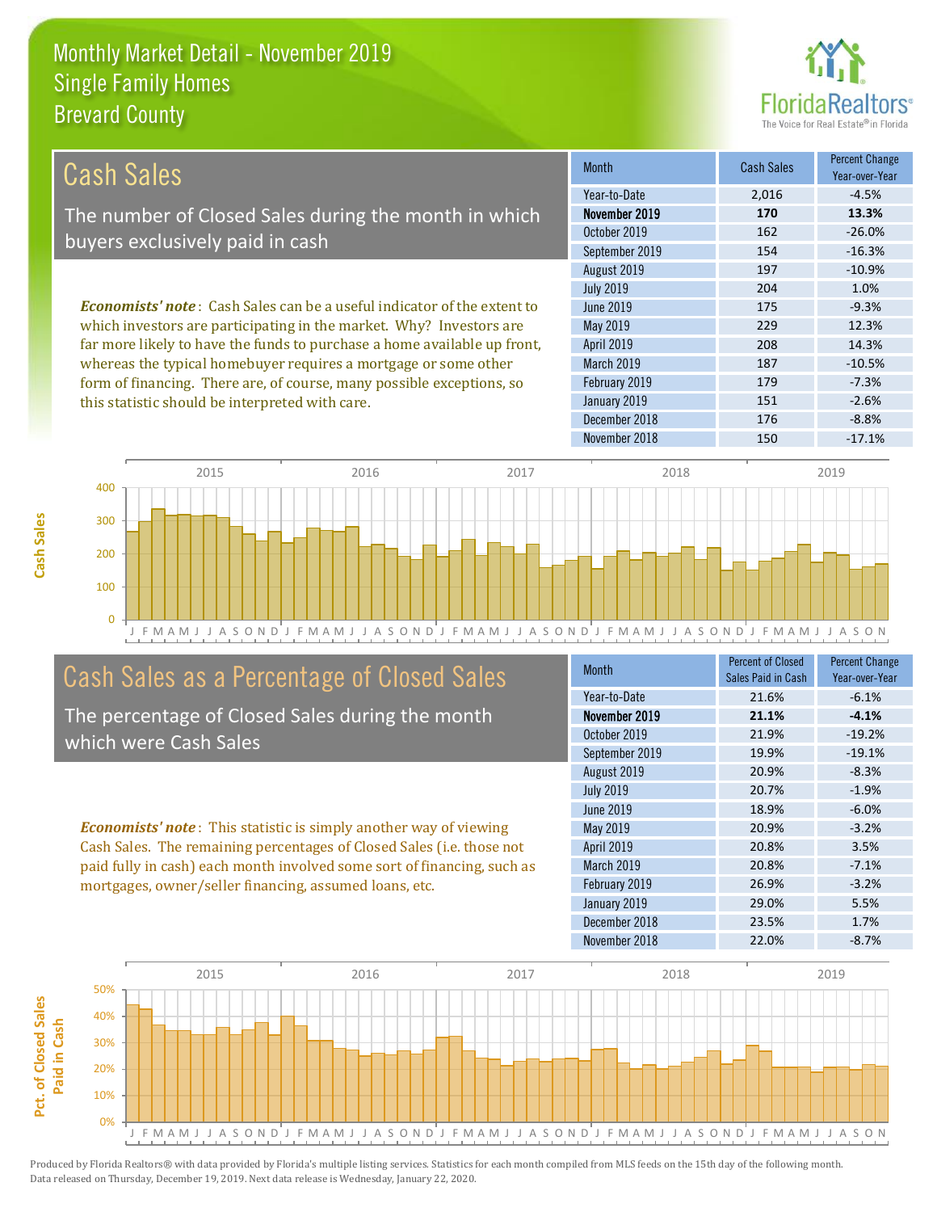# Monthly Market Detail - November 2019
## Single Family Homes
## Brevard County

## Cash Sales

The number of Closed Sales during the month in which buyers exclusively paid in cash

*Economists' note*: Cash Sales can be a useful indicator of the extent to which investors are participating in the market. Why? Investors are far more likely to have the funds to purchase a home available up front, whereas the typical homebuyer requires a mortgage or some other form of financing. There are, of course, many possible exceptions, so this statistic should be interpreted with care.

| Month | Cash Sales | Percent Change Year-over-Year |
|---|---|---|
| Year-to-Date | 2,016 | -4.5% |
| **November 2019** | **170** | **13.3%** |
| October 2019 | 162 | -26.0% |
| September 2019 | 154 | -16.3% |
| August 2019 | 197 | -10.9% |
| July 2019 | 204 | 1.0% |
| June 2019 | 175 | -9.3% |
| May 2019 | 229 | 12.3% |
| April 2019 | 208 | 14.3% |
| March 2019 | 187 | -10.5% |
| February 2019 | 179 | -7.3% |
| January 2019 | 151 | -2.6% |
| December 2018 | 176 | -8.8% |
| November 2018 | 150 | -17.1% |

## Cash Sales as a Percentage of Closed Sales

The percentage of Closed Sales during the month which were Cash Sales

*Economists' note*: This statistic is simply another way of viewing Cash Sales. The remaining percentages of Closed Sales (i.e. those not paid fully in cash) each month involved some sort of financing, such as mortgages, owner/seller financing, assumed loans, etc.

| Month | Percent of Closed Sales Paid in Cash | Percent Change Year-over-Year |
|---|---|---|
| Year-to-Date | 21.6% | -6.1% |
| **November 2019** | **21.1%** | **-4.1%** |
| October 2019 | 21.9% | -19.2% |
| September 2019 | 19.9% | -19.1% |
| August 2019 | 20.9% | -8.3% |
| July 2019 | 20.7% | -1.9% |
| June 2019 | 18.9% | -6.0% |
| May 2019 | 20.9% | -3.2% |
| April 2019 | 20.8% | 3.5% |
| March 2019 | 20.8% | -7.1% |
| February 2019 | 26.9% | -3.2% |
| January 2019 | 29.0% | 5.5% |
| December 2018 | 23.5% | 1.7% |
| November 2018 | 22.0% | -8.7% |

Produced by Florida Realtors® with data provided by Florida's multiple listing services. Statistics for each month compiled from MLS feeds on the 15th day of the following month. Data released on Thursday, December 19, 2019. Next data release is Wednesday, January 22, 2020.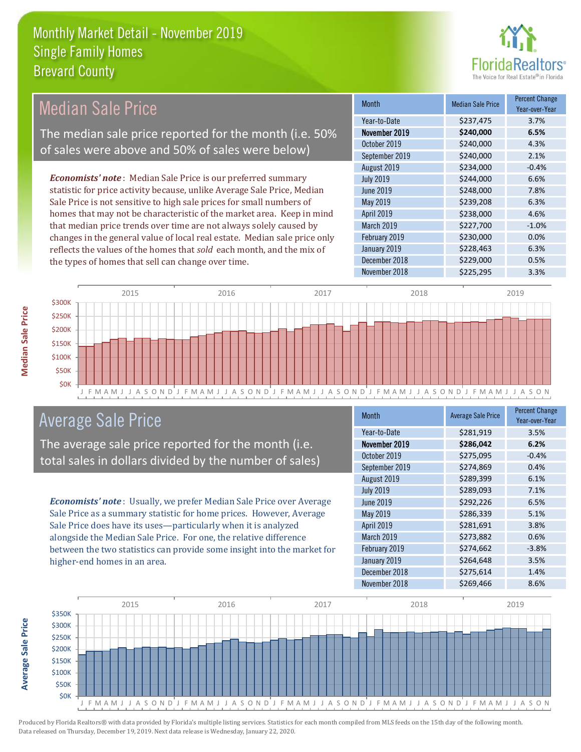# Monthly Market Detail - November 2019
## Single Family Homes
## Brevard County

## Median Sale Price

The median sale price reported for the month (i.e. 50% of sales were above and 50% of sales were below)

*Economists' note*: Median Sale Price is our preferred summary statistic for price activity because, unlike Average Sale Price, Median Sale Price is not sensitive to high sale prices for small numbers of homes that may not be characteristic of the market area. Keep in mind that median price trends over time are not always solely caused by changes in the general value of local real estate. Median sale price only reflects the values of the homes that *sold* each month, and the mix of the types of homes that sell can change over time.

| Month | Median Sale Price | Percent Change Year-over-Year |
|---|---|---|
| Year-to-Date | $237,475 | 3.7% |
| **November 2019** | **$240,000** | **6.5%** |
| October 2019 | $240,000 | 4.3% |
| September 2019 | $240,000 | 2.1% |
| August 2019 | $234,000 | -0.4% |
| July 2019 | $244,000 | 6.6% |
| June 2019 | $248,000 | 7.8% |
| May 2019 | $239,208 | 6.3% |
| April 2019 | $238,000 | 4.6% |
| March 2019 | $227,700 | -1.0% |
| February 2019 | $230,000 | 0.0% |
| January 2019 | $228,463 | 6.3% |
| December 2018 | $229,000 | 0.5% |
| November 2018 | $225,295 | 3.3% |

## Average Sale Price

The average sale price reported for the month (i.e. total sales in dollars divided by the number of sales)

*Economists' note*: Usually, we prefer Median Sale Price over Average Sale Price as a summary statistic for home prices. However, Average Sale Price does have its uses—particularly when it is analyzed alongside the Median Sale Price. For one, the relative difference between the two statistics can provide some insight into the market for higher-end homes in an area.

| Month | Average Sale Price | Percent Change Year-over-Year |
|---|---|---|
| Year-to-Date | $281,919 | 3.5% |
| **November 2019** | **$286,042** | **6.2%** |
| October 2019 | $275,095 | -0.4% |
| September 2019 | $274,869 | 0.4% |
| August 2019 | $289,399 | 6.1% |
| July 2019 | $289,093 | 7.1% |
| June 2019 | $292,226 | 6.5% |
| May 2019 | $286,339 | 5.1% |
| April 2019 | $281,691 | 3.8% |
| March 2019 | $273,882 | 0.6% |
| February 2019 | $274,662 | -3.8% |
| January 2019 | $264,648 | 3.5% |
| December 2018 | $275,614 | 1.4% |
| November 2018 | $269,466 | 8.6% |

Produced by Florida Realtors® with data provided by Florida's multiple listing services. Statistics for each month compiled from MLS feeds on the 15th day of the following month. Data released on Thursday, December 19, 2019. Next data release is Wednesday, January 22, 2020.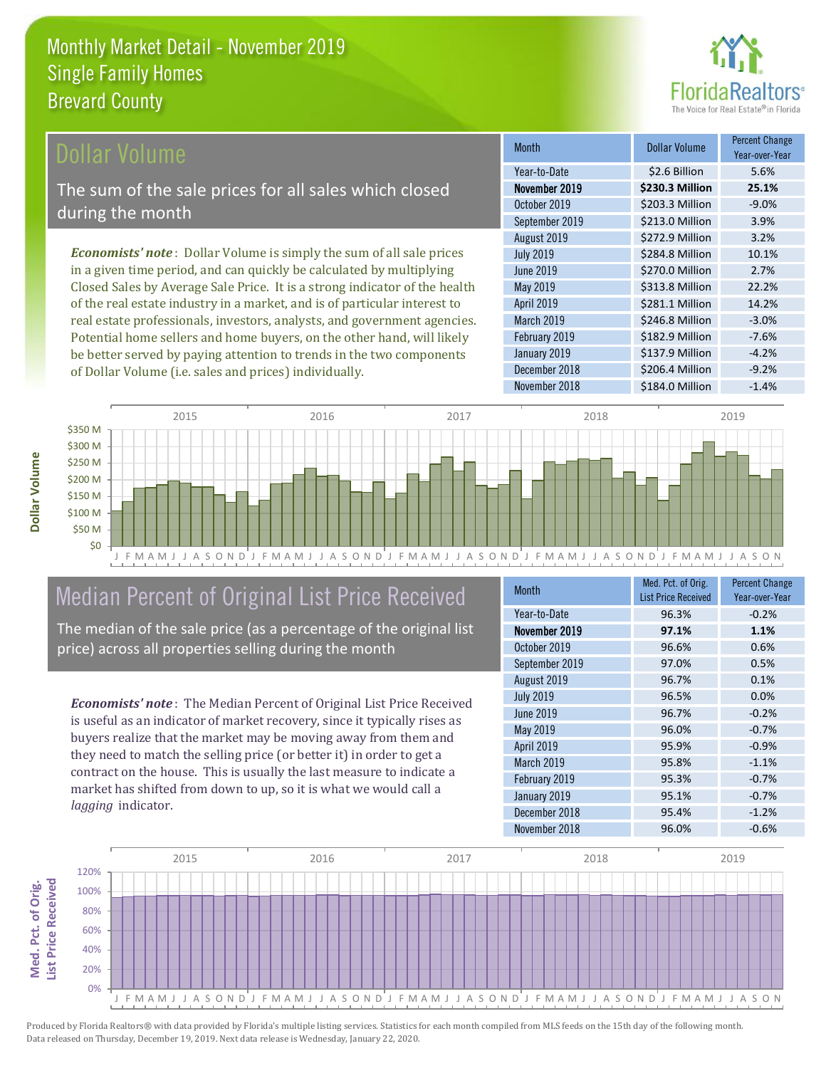# Monthly Market Detail - November 2019
## Single Family Homes
## Brevard County

## Dollar Volume

The sum of the sale prices for all sales which closed during the month

***Economists' note***: Dollar Volume is simply the sum of all sale prices in a given time period, and can quickly be calculated by multiplying Closed Sales by Average Sale Price. It is a strong indicator of the health of the real estate industry in a market, and is of particular interest to real estate professionals, investors, analysts, and government agencies. Potential home sellers and home buyers, on the other hand, will likely be better served by paying attention to trends in the two components of Dollar Volume (i.e. sales and prices) individually.

| Month | Dollar Volume | Percent Change Year-over-Year |
|---|---|---|
| Year-to-Date | $2.6 Billion | 5.6% |
| **November 2019** | **$230.3 Million** | **25.1%** |
| October 2019 | $203.3 Million | -9.0% |
| September 2019 | $213.0 Million | 3.9% |
| August 2019 | $272.9 Million | 3.2% |
| July 2019 | $284.8 Million | 10.1% |
| June 2019 | $270.0 Million | 2.7% |
| May 2019 | $313.8 Million | 22.2% |
| April 2019 | $281.1 Million | 14.2% |
| March 2019 | $246.8 Million | -3.0% |
| February 2019 | $182.9 Million | -7.6% |
| January 2019 | $137.9 Million | -4.2% |
| December 2018 | $206.4 Million | -9.2% |
| November 2018 | $184.0 Million | -1.4% |

## Median Percent of Original List Price Received

The median of the sale price (as a percentage of the original list price) across all properties selling during the month

***Economists' note***: The Median Percent of Original List Price Received is useful as an indicator of market recovery, since it typically rises as buyers realize that the market may be moving away from them and they need to match the selling price (or better it) in order to get a contract on the house. This is usually the last measure to indicate a market has shifted from down to up, so it is what we would call a *lagging* indicator.

| Month | Med. Pct. of Orig. List Price Received | Percent Change Year-over-Year |
|---|---|---|
| Year-to-Date | 96.3% | -0.2% |
| **November 2019** | **97.1%** | **1.1%** |
| October 2019 | 96.6% | 0.6% |
| September 2019 | 97.0% | 0.5% |
| August 2019 | 96.7% | 0.1% |
| July 2019 | 96.5% | 0.0% |
| June 2019 | 96.7% | -0.2% |
| May 2019 | 96.0% | -0.7% |
| April 2019 | 95.9% | -0.9% |
| March 2019 | 95.8% | -1.1% |
| February 2019 | 95.3% | -0.7% |
| January 2019 | 95.1% | -0.7% |
| December 2018 | 95.4% | -1.2% |
| November 2018 | 96.0% | -0.6% |

Produced by Florida Realtors® with data provided by Florida's multiple listing services. Statistics for each month compiled from MLS feeds on the 15th day of the following month. Data released on Thursday, December 19, 2019. Next data release is Wednesday, January 22, 2020.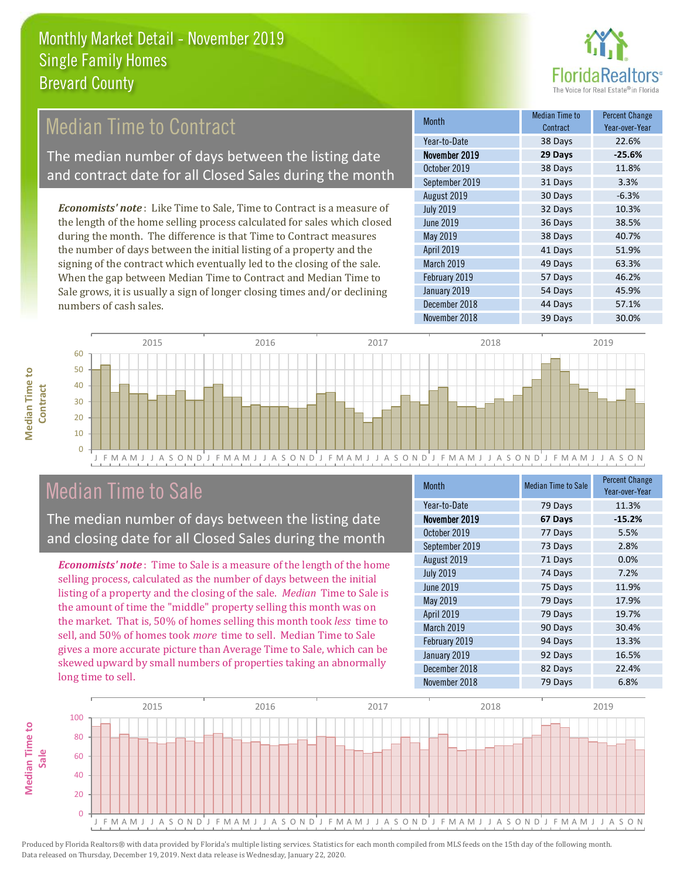# Monthly Market Detail - November 2019
## Single Family Homes
## Brevard County

## Median Time to Contract

The median number of days between the listing date and contract date for all Closed Sales during the month

*Economists' note*: Like Time to Sale, Time to Contract is a measure of the length of the home selling process calculated for sales which closed during the month. The difference is that Time to Contract measures the number of days between the initial listing of a property and the signing of the contract which eventually led to the closing of the sale. When the gap between Median Time to Contract and Median Time to Sale grows, it is usually a sign of longer closing times and/or declining numbers of cash sales.

| Month | Median Time to Contract | Percent Change Year-over-Year |
|---|---|---|
| Year-to-Date | 38 Days | 22.6% |
| **November 2019** | **29 Days** | **-25.6%** |
| October 2019 | 38 Days | 11.8% |
| September 2019 | 31 Days | 3.3% |
| August 2019 | 30 Days | -6.3% |
| July 2019 | 32 Days | 10.3% |
| June 2019 | 36 Days | 38.5% |
| May 2019 | 38 Days | 40.7% |
| April 2019 | 41 Days | 51.9% |
| March 2019 | 49 Days | 63.3% |
| February 2019 | 57 Days | 46.2% |
| January 2019 | 54 Days | 45.9% |
| December 2018 | 44 Days | 57.1% |
| November 2018 | 39 Days | 30.0% |

## Median Time to Sale

The median number of days between the listing date and closing date for all Closed Sales during the month

*Economists' note*: Time to Sale is a measure of the length of the home selling process, calculated as the number of days between the initial listing of a property and the closing of the sale. *Median* Time to Sale is the amount of time the "middle" property selling this month was on the market. That is, 50% of homes selling this month took *less* time to sell, and 50% of homes took *more* time to sell. Median Time to Sale gives a more accurate picture than Average Time to Sale, which can be skewed upward by small numbers of properties taking an abnormally long time to sell.

| Month | Median Time to Sale | Percent Change Year-over-Year |
|---|---|---|
| Year-to-Date | 79 Days | 11.3% |
| **November 2019** | **67 Days** | **-15.2%** |
| October 2019 | 77 Days | 5.5% |
| September 2019 | 73 Days | 2.8% |
| August 2019 | 71 Days | 0.0% |
| July 2019 | 74 Days | 7.2% |
| June 2019 | 75 Days | 11.9% |
| May 2019 | 79 Days | 17.9% |
| April 2019 | 79 Days | 19.7% |
| March 2019 | 90 Days | 30.4% |
| February 2019 | 94 Days | 13.3% |
| January 2019 | 92 Days | 16.5% |
| December 2018 | 82 Days | 22.4% |
| November 2018 | 79 Days | 6.8% |

Produced by Florida Realtors® with data provided by Florida's multiple listing services. Statistics for each month compiled from MLS feeds on the 15th day of the following month. Data released on Thursday, December 19, 2019. Next data release is Wednesday, January 22, 2020.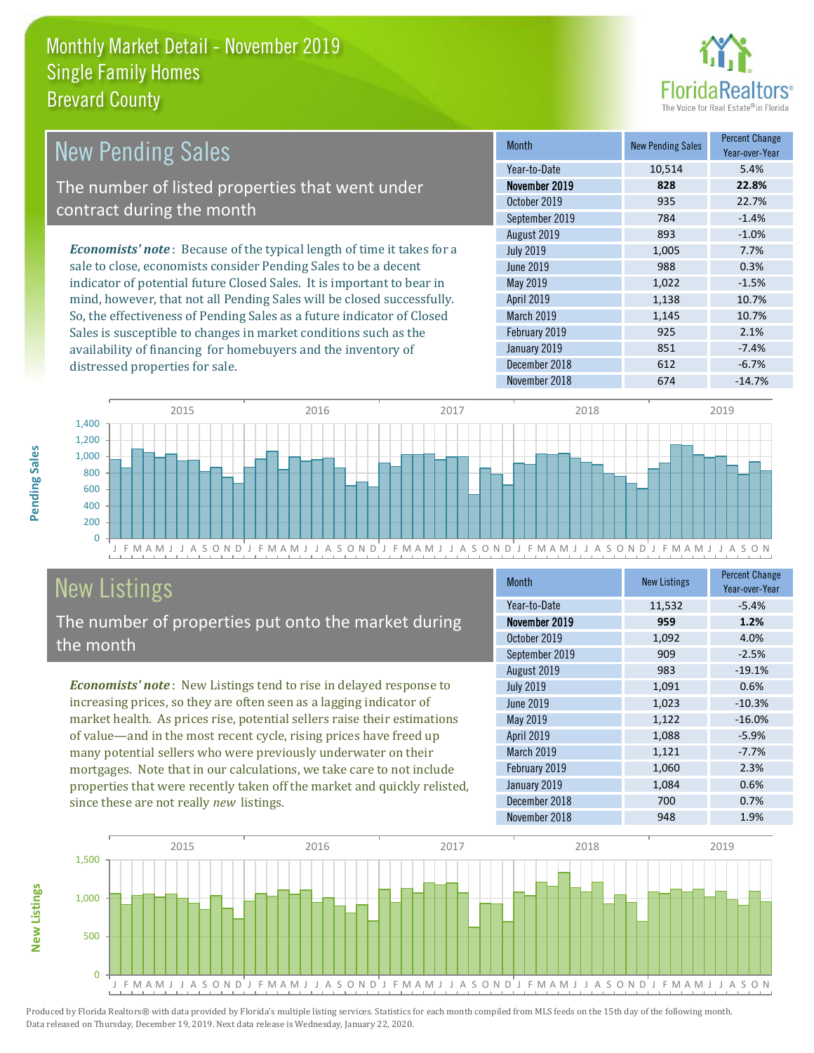# Monthly Market Detail - November 2019
## Single Family Homes
## Brevard County

## New Pending Sales

The number of listed properties that went under contract during the month

*Economists' note*: Because of the typical length of time it takes for a sale to close, economists consider Pending Sales to be a decent indicator of potential future Closed Sales. It is important to bear in mind, however, that not all Pending Sales will be closed successfully. So, the effectiveness of Pending Sales as a future indicator of Closed Sales is susceptible to changes in market conditions such as the availability of financing for homebuyers and the inventory of distressed properties for sale.

| Month | New Pending Sales | Percent Change Year-over-Year |
|---|---|---|
| Year-to-Date | 10,514 | 5.4% |
| **November 2019** | **828** | **22.8%** |
| October 2019 | 935 | 22.7% |
| September 2019 | 784 | -1.4% |
| August 2019 | 893 | -1.0% |
| July 2019 | 1,005 | 7.7% |
| June 2019 | 988 | 0.3% |
| May 2019 | 1,022 | -1.5% |
| April 2019 | 1,138 | 10.7% |
| March 2019 | 1,145 | 10.7% |
| February 2019 | 925 | 2.1% |
| January 2019 | 851 | -7.4% |
| December 2018 | 612 | -6.7% |
| November 2018 | 674 | -14.7% |

## New Listings

The number of properties put onto the market during the month

*Economists' note*: New Listings tend to rise in delayed response to increasing prices, so they are often seen as a lagging indicator of market health. As prices rise, potential sellers raise their estimations of value—and in the most recent cycle, rising prices have freed up many potential sellers who were previously underwater on their mortgages. Note that in our calculations, we take care to not include properties that were recently taken off the market and quickly relisted, since these are not really *new* listings.

| Month | New Listings | Percent Change Year-over-Year |
|---|---|---|
| Year-to-Date | 11,532 | -5.4% |
| **November 2019** | **959** | **1.2%** |
| October 2019 | 1,092 | 4.0% |
| September 2019 | 909 | -2.5% |
| August 2019 | 983 | -19.1% |
| July 2019 | 1,091 | 0.6% |
| June 2019 | 1,023 | -10.3% |
| May 2019 | 1,122 | -16.0% |
| April 2019 | 1,088 | -5.9% |
| March 2019 | 1,121 | -7.7% |
| February 2019 | 1,060 | 2.3% |
| January 2019 | 1,084 | 0.6% |
| December 2018 | 700 | 0.7% |
| November 2018 | 948 | 1.9% |

Produced by Florida Realtors® with data provided by Florida's multiple listing services. Statistics for each month compiled from MLS feeds on the 15th day of the following month. Data released on Thursday, December 19, 2019. Next data release is Wednesday, January 22, 2020.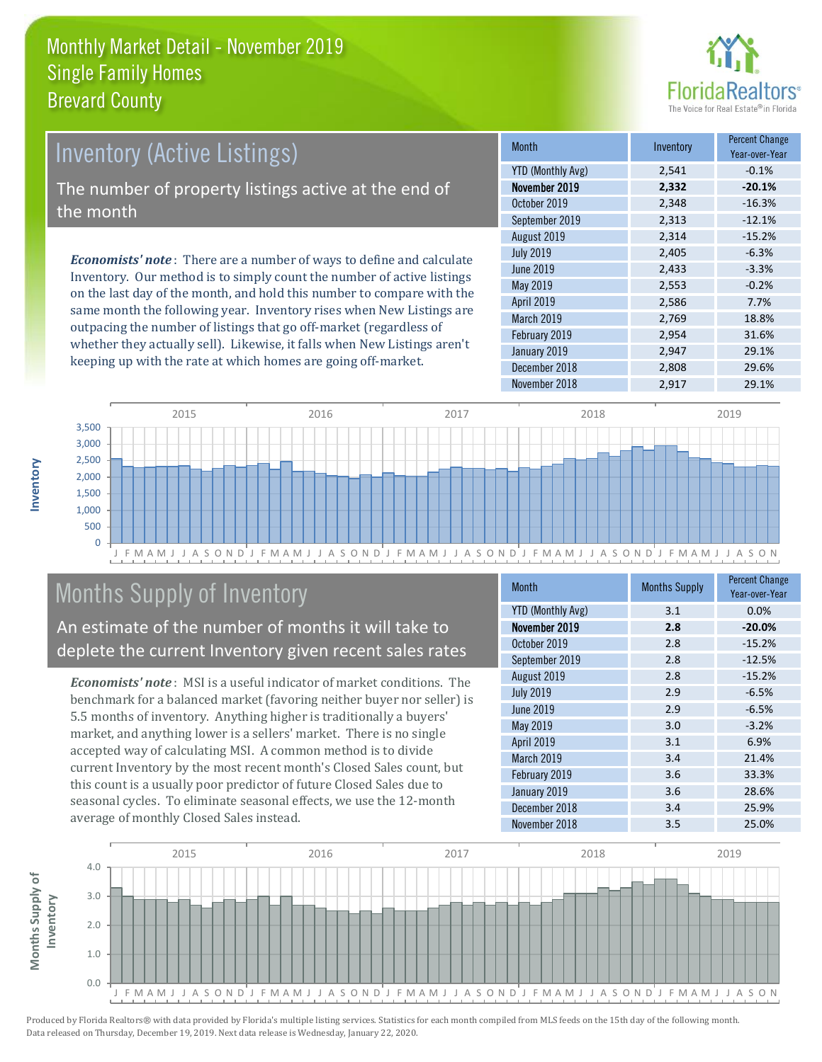# Monthly Market Detail - November 2019
## Single Family Homes
## Brevard County

## Inventory (Active Listings)

The number of property listings active at the end of the month

***Economists' note***: There are a number of ways to define and calculate Inventory. Our method is to simply count the number of active listings on the last day of the month, and hold this number to compare with the same month the following year. Inventory rises when New Listings are outpacing the number of listings that go off-market (regardless of whether they actually sell). Likewise, it falls when New Listings aren't keeping up with the rate at which homes are going off-market.

| Month | Inventory | Percent Change Year-over-Year |
|---|---|---|
| YTD (Monthly Avg) | 2,541 | -0.1% |
| **November 2019** | **2,332** | **-20.1%** |
| October 2019 | 2,348 | -16.3% |
| September 2019 | 2,313 | -12.1% |
| August 2019 | 2,314 | -15.2% |
| July 2019 | 2,405 | -6.3% |
| June 2019 | 2,433 | -3.3% |
| May 2019 | 2,553 | -0.2% |
| April 2019 | 2,586 | 7.7% |
| March 2019 | 2,769 | 18.8% |
| February 2019 | 2,954 | 31.6% |
| January 2019 | 2,947 | 29.1% |
| December 2018 | 2,808 | 29.6% |
| November 2018 | 2,917 | 29.1% |

## Months Supply of Inventory

An estimate of the number of months it will take to deplete the current Inventory given recent sales rates

***Economists' note***: MSI is a useful indicator of market conditions. The benchmark for a balanced market (favoring neither buyer nor seller) is 5.5 months of inventory. Anything higher is traditionally a buyers' market, and anything lower is a sellers' market. There is no single accepted way of calculating MSI. A common method is to divide current Inventory by the most recent month's Closed Sales count, but this count is a usually poor predictor of future Closed Sales due to seasonal cycles. To eliminate seasonal effects, we use the 12-month average of monthly Closed Sales instead.

| Month | Months Supply | Percent Change Year-over-Year |
|---|---|---|
| YTD (Monthly Avg) | 3.1 | 0.0% |
| **November 2019** | **2.8** | **-20.0%** |
| October 2019 | 2.8 | -15.2% |
| September 2019 | 2.8 | -12.5% |
| August 2019 | 2.8 | -15.2% |
| July 2019 | 2.9 | -6.5% |
| June 2019 | 2.9 | -6.5% |
| May 2019 | 3.0 | -3.2% |
| April 2019 | 3.1 | 6.9% |
| March 2019 | 3.4 | 21.4% |
| February 2019 | 3.6 | 33.3% |
| January 2019 | 3.6 | 28.6% |
| December 2018 | 3.4 | 25.9% |
| November 2018 | 3.5 | 25.0% |

Produced by Florida Realtors® with data provided by Florida's multiple listing services. Statistics for each month compiled from MLS feeds on the 15th day of the following month. Data released on Thursday, December 19, 2019. Next data release is Wednesday, January 22, 2020.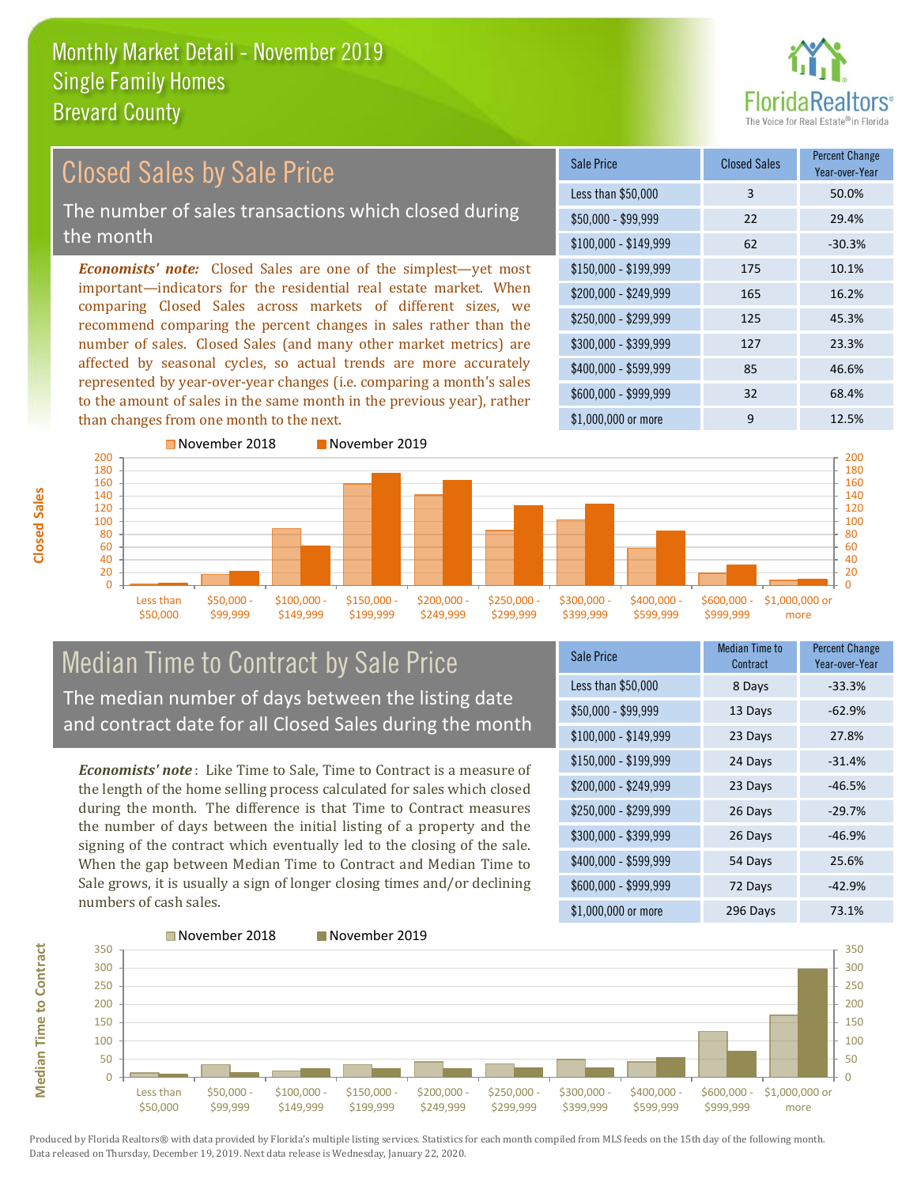# Monthly Market Detail - November 2019
## Single Family Homes
## Brevard County

## Closed Sales by Sale Price

The number of sales transactions which closed during the month

*Economists' note:* Closed Sales are one of the simplest—yet most important—indicators for the residential real estate market. When comparing Closed Sales across markets of different sizes, we recommend comparing the percent changes in sales rather than the number of sales. Closed Sales (and many other market metrics) are affected by seasonal cycles, so actual trends are more accurately represented by year-over-year changes (i.e. comparing a month's sales to the amount of sales in the same month in the previous year), rather than changes from one month to the next.

| Sale Price | Closed Sales | Percent Change Year-over-Year |
|---|---|---|
| Less than $50,000 | 3 | 50.0% |
| $50,000 - $99,999 | 22 | 29.4% |
| $100,000 - $149,999 | 62 | -30.3% |
| $150,000 - $199,999 | 175 | 10.1% |
| $200,000 - $249,999 | 165 | 16.2% |
| $250,000 - $299,999 | 125 | 45.3% |
| $300,000 - $399,999 | 127 | 23.3% |
| $400,000 - $599,999 | 85 | 46.6% |
| $600,000 - $999,999 | 32 | 68.4% |
| $1,000,000 or more | 9 | 12.5% |

## Median Time to Contract by Sale Price

The median number of days between the listing date and contract date for all Closed Sales during the month

*Economists' note*: Like Time to Sale, Time to Contract is a measure of the length of the home selling process calculated for sales which closed during the month. The difference is that Time to Contract measures the number of days between the initial listing of a property and the signing of the contract which eventually led to the closing of the sale. When the gap between Median Time to Contract and Median Time to Sale grows, it is usually a sign of longer closing times and/or declining numbers of cash sales.

| Sale Price | Median Time to Contract | Percent Change Year-over-Year |
|---|---|---|
| Less than $50,000 | 8 Days | -33.3% |
| $50,000 - $99,999 | 13 Days | -62.9% |
| $100,000 - $149,999 | 23 Days | 27.8% |
| $150,000 - $199,999 | 24 Days | -31.4% |
| $200,000 - $249,999 | 23 Days | -46.5% |
| $250,000 - $299,999 | 26 Days | -29.7% |
| $300,000 - $399,999 | 26 Days | -46.9% |
| $400,000 - $599,999 | 54 Days | 25.6% |
| $600,000 - $999,999 | 72 Days | -42.9% |
| $1,000,000 or more | 296 Days | 73.1% |

Produced by Florida Realtors® with data provided by Florida's multiple listing services. Statistics for each month compiled from MLS feeds on the 15th day of the following month. Data released on Thursday, December 19, 2019. Next data release is Wednesday, January 22, 2020.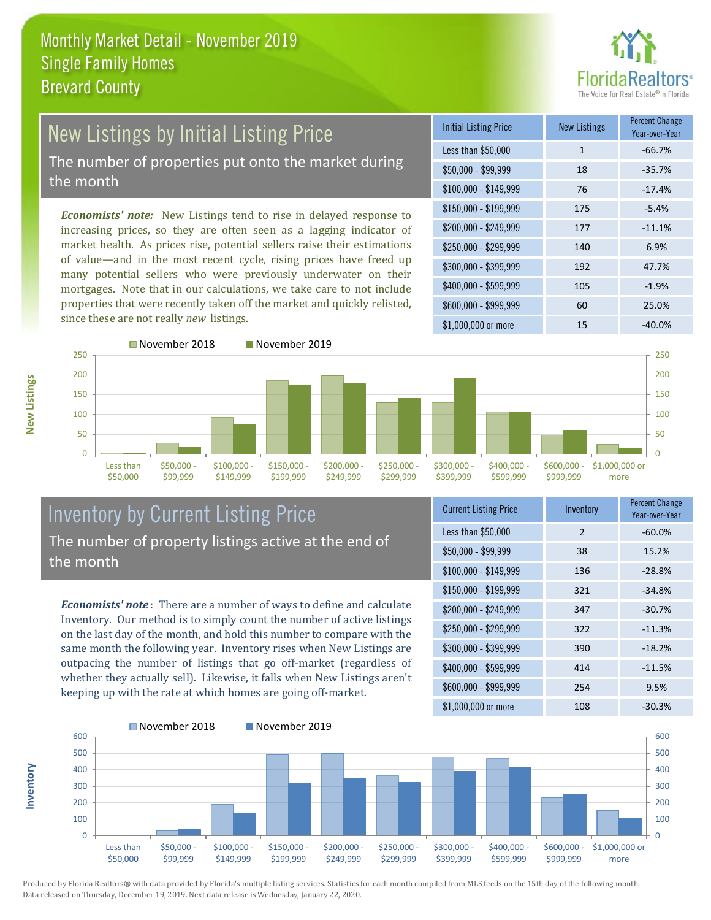# Monthly Market Detail - November 2019
## Single Family Homes
## Brevard County

## New Listings by Initial Listing Price

The number of properties put onto the market during the month

*Economists' note:* New Listings tend to rise in delayed response to increasing prices, so they are often seen as a lagging indicator of market health. As prices rise, potential sellers raise their estimations of value—and in the most recent cycle, rising prices have freed up many potential sellers who were previously underwater on their mortgages. Note that in our calculations, we take care to not include properties that were recently taken off the market and quickly relisted, since these are not really *new* listings.

| Initial Listing Price | New Listings | Percent Change Year-over-Year |
|---|---|---|
| Less than $50,000 | 1 | -66.7% |
| $50,000 - $99,999 | 18 | -35.7% |
| $100,000 - $149,999 | 76 | -17.4% |
| $150,000 - $199,999 | 175 | -5.4% |
| $200,000 - $249,999 | 177 | -11.1% |
| $250,000 - $299,999 | 140 | 6.9% |
| $300,000 - $399,999 | 192 | 47.7% |
| $400,000 - $599,999 | 105 | -1.9% |
| $600,000 - $999,999 | 60 | 25.0% |
| $1,000,000 or more | 15 | -40.0% |

## Inventory by Current Listing Price

The number of property listings active at the end of the month

*Economists' note*: There are a number of ways to define and calculate Inventory. Our method is to simply count the number of active listings on the last day of the month, and hold this number to compare with the same month the following year. Inventory rises when New Listings are outpacing the number of listings that go off-market (regardless of whether they actually sell). Likewise, it falls when New Listings aren't keeping up with the rate at which homes are going off-market.

| Current Listing Price | Inventory | Percent Change Year-over-Year |
|---|---|---|
| Less than $50,000 | 2 | -60.0% |
| $50,000 - $99,999 | 38 | 15.2% |
| $100,000 - $149,999 | 136 | -28.8% |
| $150,000 - $199,999 | 321 | -34.8% |
| $200,000 - $249,999 | 347 | -30.7% |
| $250,000 - $299,999 | 322 | -11.3% |
| $300,000 - $399,999 | 390 | -18.2% |
| $400,000 - $599,999 | 414 | -11.5% |
| $600,000 - $999,999 | 254 | 9.5% |
| $1,000,000 or more | 108 | -30.3% |

Produced by Florida Realtors® with data provided by Florida's multiple listing services. Statistics for each month compiled from MLS feeds on the 15th day of the following month. Data released on Thursday, December 19, 2019. Next data release is Wednesday, January 22, 2020.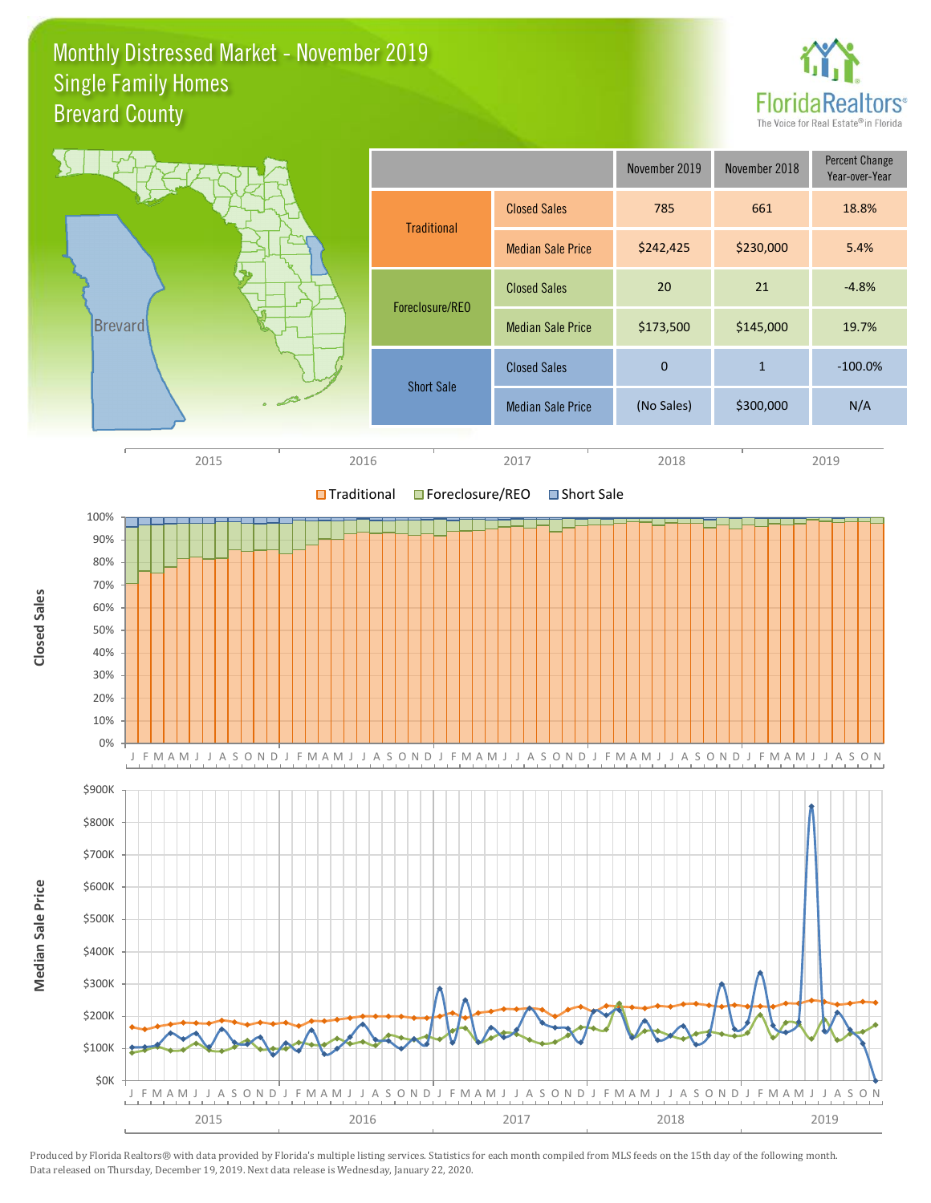# Monthly Distressed Market - November 2019
## Single Family Homes
## Brevard County

FloridaRealtors®
The Voice for Real Estate® in Florida

Brevard

| | | November 2019 | November 2018 | Percent Change Year-over-Year |
|---|---|---|---|---|
| Traditional | Closed Sales | 785 | 661 | 18.8% |
| | Median Sale Price | $242,425 | $230,000 | 5.4% |
| Foreclosure/REO | Closed Sales | 20 | 21 | -4.8% |
| | Median Sale Price | $173,500 | $145,000 | 19.7% |
| Short Sale | Closed Sales | 0 | 1 | -100.0% |
| | Median Sale Price | (No Sales) | $300,000 | N/A |

2015 2016 2017 2018 2019

Traditional Foreclosure/REO Short Sale

Closed Sales

100% 90% 80% 70% 60% 50% 40% 30% 20% 10% 0%

J F M A M J J A S O N D J F M A M J J A S O N D J F M A M J J A S O N D J F M A M J J A S O N D J F M A M J J A S O N

Median Sale Price

$900K $800K $700K $600K $500K $400K $300K $200K $100K $0K

J F M A M J J A S O N D J F M A M J J A S O N D J F M A M J J A S O N D J F M A M J J A S O N D J F M A M J J A S O N

2015 2016 2017 2018 2019

Produced by Florida Realtors® with data provided by Florida's multiple listing services. Statistics for each month compiled from MLS feeds on the 15th day of the following month. Data released on Thursday, December 19, 2019. Next data release is Wednesday, January 22, 2020.